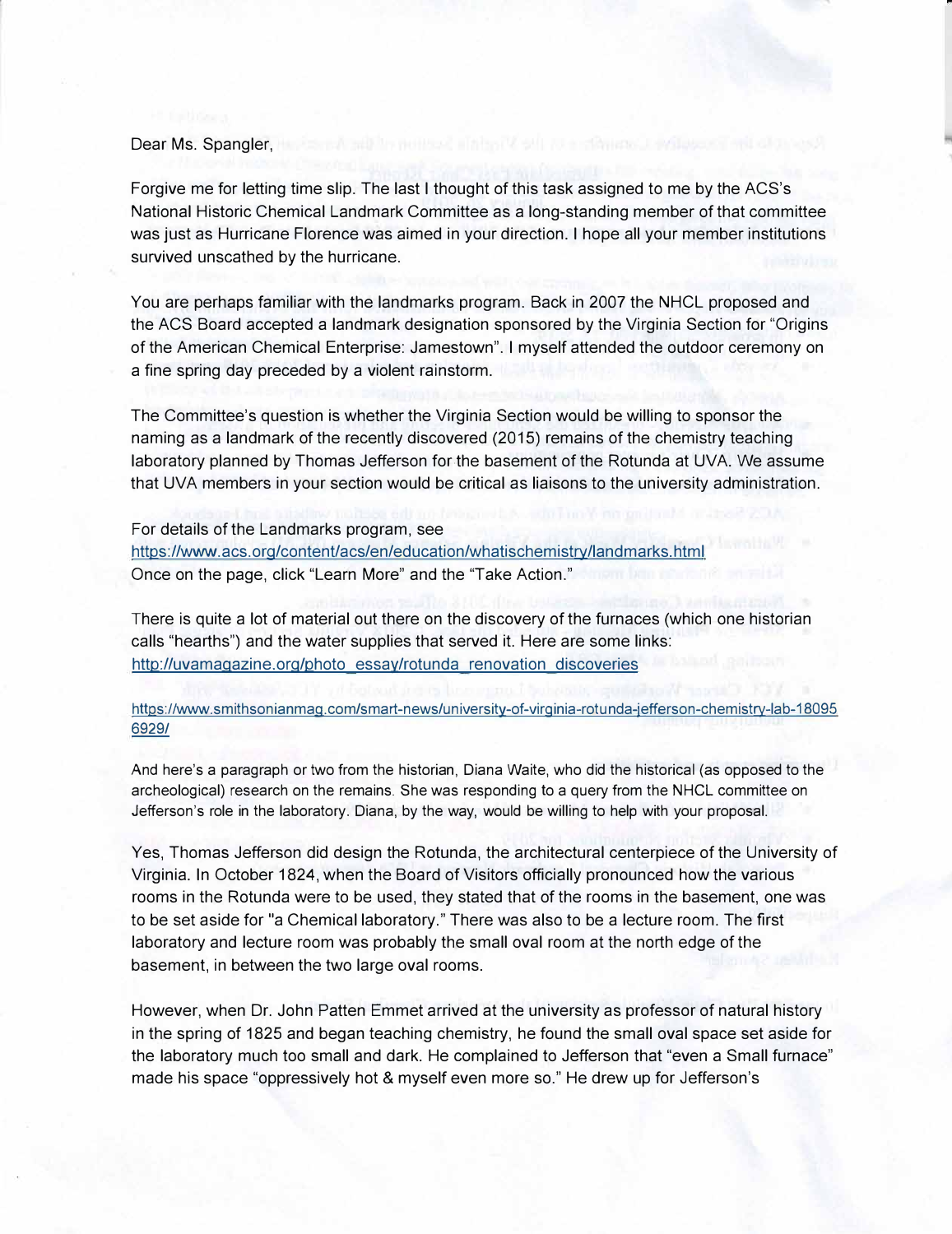Dear Ms. Spangler,

Forgive me for letting time slip. The last I thought of this task assigned to me by the ACS's National Historic Chemical Landmark Committee as a long-standing member of that committee was just as Hurricane Florence was aimed in your direction. I hope all your member institutions survived unscathed by the hurricane.

You are perhaps familiar with the landmarks program. Back in 2007 the NHCL proposed and the ACS Board accepted a landmark designation sponsored by the Virginia Section for "Origins of the American Chemical Enterprise: Jamestown". I myself attended the outdoor ceremony on a fine spring day preceded by a violent rainstorm.

The Committee's question is whether the Virginia Section would be willing to sponsor the naming as a landmark of the recently discovered (2015) remains of the chemistry teaching laboratory planned by Thomas Jefferson for the basement of the Rotunda at UVA. We assume that UVA members in your section would be critical as liaisons to the university administration.

For details of the Landmarks program, see
https://www.acs.org/content/acs/en/education/whatischemistry/landmarks.html
Once on the page, click "Learn More" and the "Take Action."

There is quite a lot of material out there on the discovery of the furnaces (which one historian calls "hearths") and the water supplies that served it. Here are some links:
http://uvamagazine.org/photo_essay/rotunda_renovation_discoveries

https://www.smithsonianmag.com/smart-news/university-of-virginia-rotunda-jefferson-chemistry-lab-180956929/

And here's a paragraph or two from the historian, Diana Waite, who did the historical (as opposed to the archeological) research on the remains. She was responding to a query from the NHCL committee on Jefferson's role in the laboratory. Diana, by the way, would be willing to help with your proposal.

Yes, Thomas Jefferson did design the Rotunda, the architectural centerpiece of the University of Virginia. In October 1824, when the Board of Visitors officially pronounced how the various rooms in the Rotunda were to be used, they stated that of the rooms in the basement, one was to be set aside for "a Chemical laboratory." There was also to be a lecture room. The first laboratory and lecture room was probably the small oval room at the north edge of the basement, in between the two large oval rooms.

However, when Dr. John Patten Emmet arrived at the university as professor of natural history in the spring of 1825 and began teaching chemistry, he found the small oval space set aside for the laboratory much too small and dark. He complained to Jefferson that "even a Small furnace" made his space "oppressively hot & myself even more so." He drew up for Jefferson's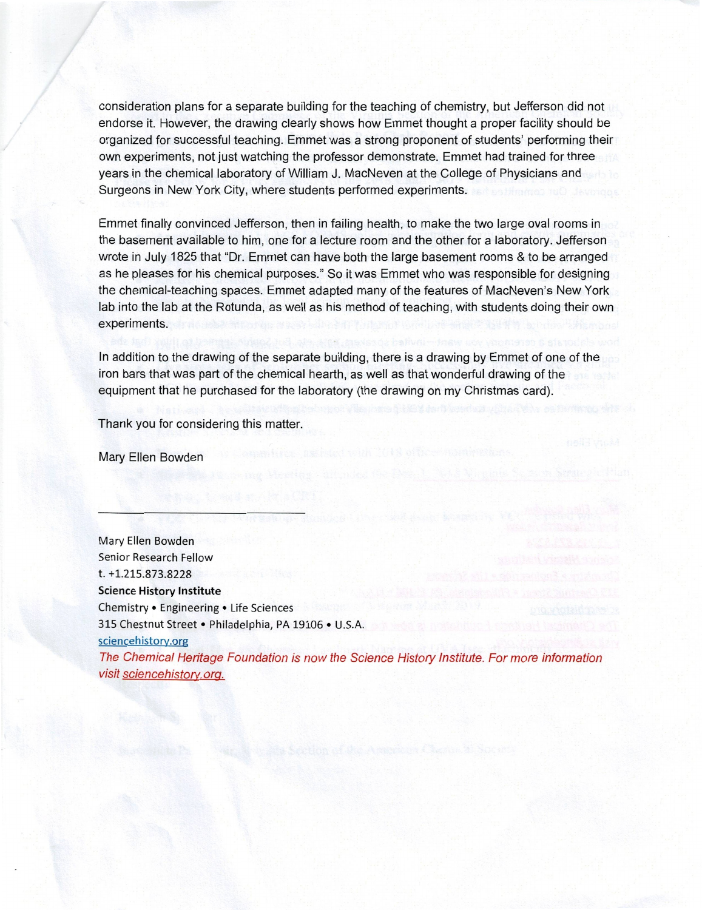consideration plans for a separate building for the teaching of chemistry, but Jefferson did not endorse it. However, the drawing clearly shows how Emmet thought a proper facility should be organized for successful teaching. Emmet was a strong proponent of students' performing their own experiments, not just watching the professor demonstrate. Emmet had trained for three years in the chemical laboratory of William J. MacNeven at the College of Physicians and Surgeons in New York City, where students performed experiments.

Emmet finally convinced Jefferson, then in failing health, to make the two large oval rooms in the basement available to him, one for a lecture room and the other for a laboratory. Jefferson wrote in July 1825 that "Dr. Emmet can have both the large basement rooms & to be arranged as he pleases for his chemical purposes." So it was Emmet who was responsible for designing the chemical-teaching spaces. Emmet adapted many of the features of MacNeven's New York lab into the lab at the Rotunda, as well as his method of teaching, with students doing their own experiments.

In addition to the drawing of the separate building, there is a drawing by Emmet of one of the iron bars that was part of the chemical hearth, as well as that wonderful drawing of the equipment that he purchased for the laboratory (the drawing on my Christmas card).

Thank you for considering this matter.

Mary Ellen Bowden

---

Mary Ellen Bowden
Senior Research Fellow
t. +1.215.873.8228
**Science History Institute**
Chemistry • Engineering • Life Sciences
315 Chestnut Street • Philadelphia, PA 19106 • U.S.A.
sciencehistory.org

*The Chemical Heritage Foundation is now the Science History Institute. For more information visit sciencehistory.org.*